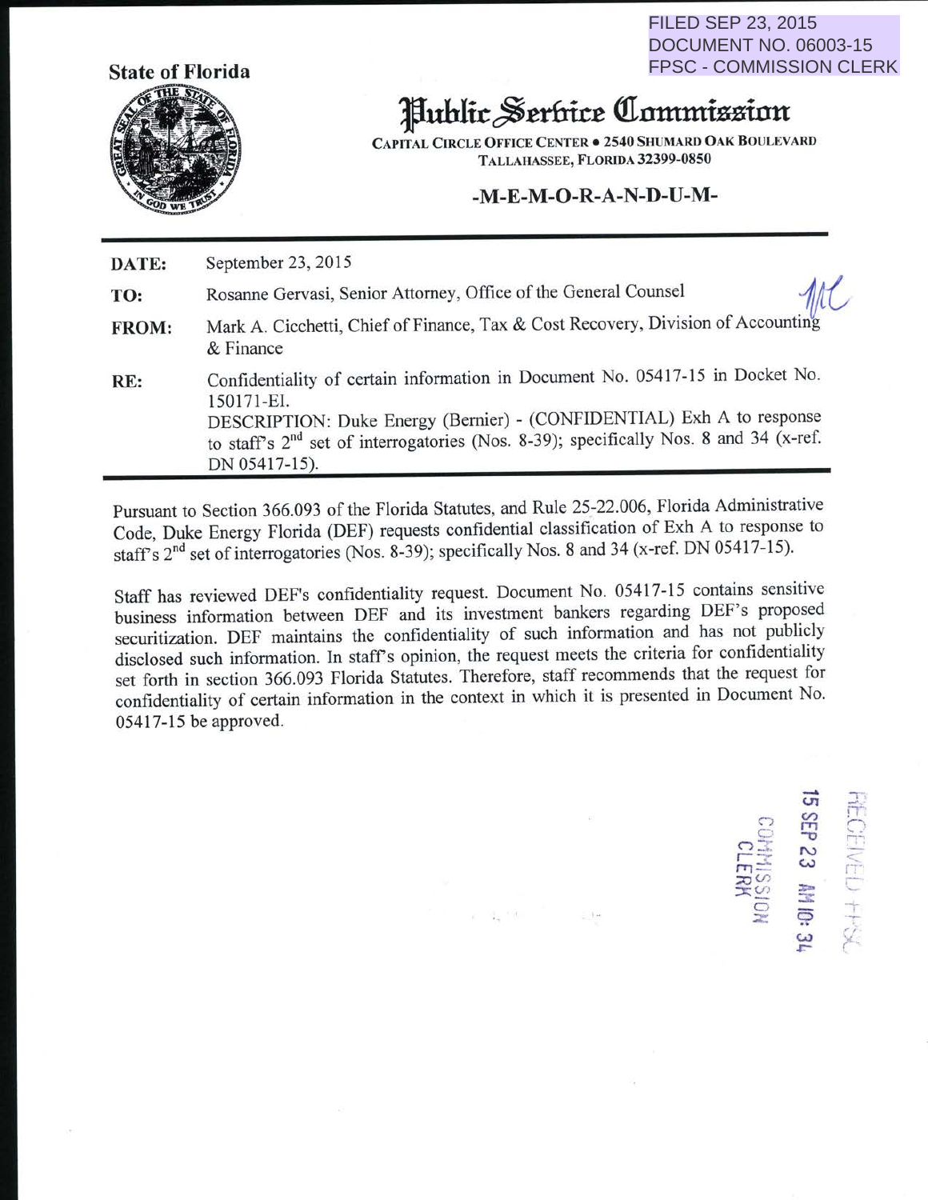FILED SEP 23, 2015
DOCUMENT NO. 06003-15
FPSC - COMMISSION CLERK

**State of Florida**

# Public Service Commission

**CAPITAL CIRCLE OFFICE CENTER • 2540 SHUMARD OAK BOULEVARD**
**TALLAHASSEE, FLORIDA 32399-0850**

**-M-E-M-O-R-A-N-D-U-M-**

| | |
|---|---|
| **DATE:** | September 23, 2015 |
| **TO:** | Rosanne Gervasi, Senior Attorney, Office of the General Counsel |
| **FROM:** | Mark A. Cicchetti, Chief of Finance, Tax & Cost Recovery, Division of Accounting & Finance |
| **RE:** | Confidentiality of certain information in Document No. 05417-15 in Docket No. 150171-EI. DESCRIPTION: Duke Energy (Bernier) - (CONFIDENTIAL) Exh A to response to staff's 2nd set of interrogatories (Nos. 8-39); specifically Nos. 8 and 34 (x-ref. DN 05417-15). |

Pursuant to Section 366.093 of the Florida Statutes, and Rule 25-22.006, Florida Administrative Code, Duke Energy Florida (DEF) requests confidential classification of Exh A to response to staff's 2nd set of interrogatories (Nos. 8-39); specifically Nos. 8 and 34 (x-ref. DN 05417-15).

Staff has reviewed DEF's confidentiality request. Document No. 05417-15 contains sensitive business information between DEF and its investment bankers regarding DEF's proposed securitization. DEF maintains the confidentiality of such information and has not publicly disclosed such information. In staff's opinion, the request meets the criteria for confidentiality set forth in section 366.093 Florida Statutes. Therefore, staff recommends that the request for confidentiality of certain information in the context in which it is presented in Document No. 05417-15 be approved.

RECEIVED FPSC
15 SEP 23 AM 10: 34
COMMISSION CLERK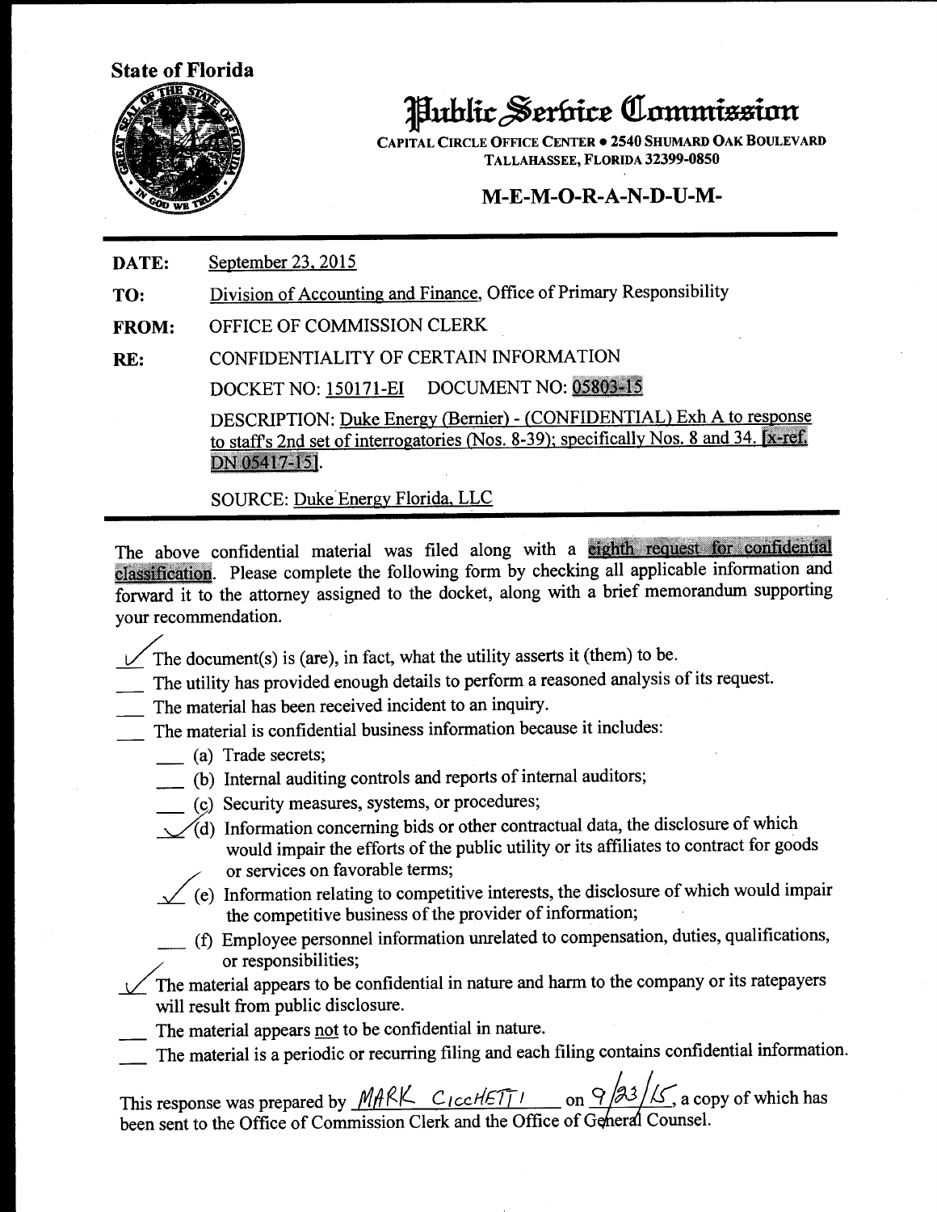State of Florida

# Public Service Commission

CAPITAL CIRCLE OFFICE CENTER • 2540 SHUMARD OAK BOULEVARD
TALLAHASSEE, FLORIDA 32399-0850

## M-E-M-O-R-A-N-D-U-M-

**DATE:** September 23, 2015

**TO:** Division of Accounting and Finance, Office of Primary Responsibility

**FROM:** OFFICE OF COMMISSION CLERK

**RE:** CONFIDENTIALITY OF CERTAIN INFORMATION

DOCKET NO: 150171-EI DOCUMENT NO: 05803-15

DESCRIPTION: Duke Energy (Bernier) - (CONFIDENTIAL) Exh A to response to staff's 2nd set of interrogatories (Nos. 8-39); specifically Nos. 8 and 34. [x-ref. DN 05417-15].

SOURCE: Duke Energy Florida, LLC

---

The above confidential material was filed along with a eighth request for confidential classification. Please complete the following form by checking all applicable information and forward it to the attorney assigned to the docket, along with a brief memorandum supporting your recommendation.

- ✓ The document(s) is (are), in fact, what the utility asserts it (them) to be.
- ___ The utility has provided enough details to perform a reasoned analysis of its request.
- ___ The material has been received incident to an inquiry.
- ___ The material is confidential business information because it includes:
  - ___ (a) Trade secrets;
  - ___ (b) Internal auditing controls and reports of internal auditors;
  - ___ (c) Security measures, systems, or procedures;
  - ✓ (d) Information concerning bids or other contractual data, the disclosure of which would impair the efforts of the public utility or its affiliates to contract for goods or services on favorable terms;
  - ✓ (e) Information relating to competitive interests, the disclosure of which would impair the competitive business of the provider of information;
  - ___ (f) Employee personnel information unrelated to compensation, duties, qualifications, or responsibilities;
- ✓ The material appears to be confidential in nature and harm to the company or its ratepayers will result from public disclosure.
- ___ The material appears not to be confidential in nature.
- ___ The material is a periodic or recurring filing and each filing contains confidential information.

This response was prepared by MARK CICCHETTI on 9/23/15, a copy of which has been sent to the Office of Commission Clerk and the Office of General Counsel.